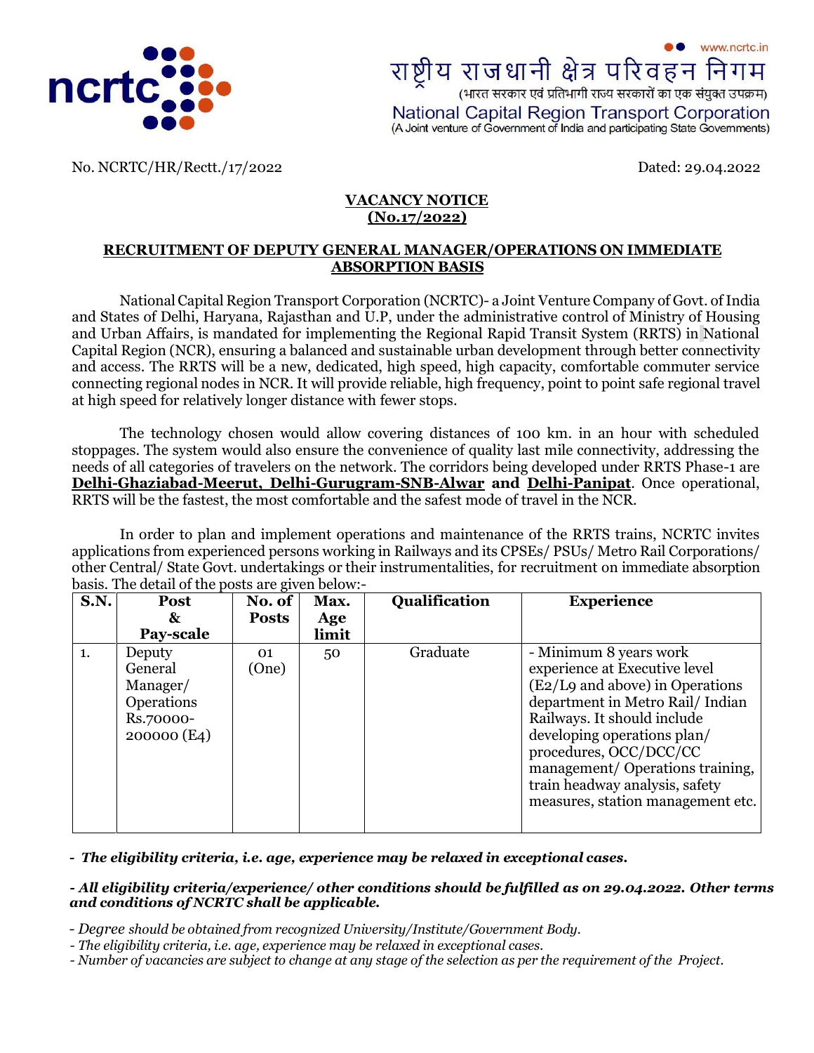www.ncrtc.in

राष्ट्रीय राजधानी क्षेत्र परिवहन निगम
(भारत सरकार एवं प्रतिभागी राज्य सरकारों का एक संयुक्त उपक्रम)
National Capital Region Transport Corporation
(A Joint venture of Government of India and participating State Governments)

No. NCRTC/HR/Rectt./17/2022 Dated: 29.04.2022

## VACANCY NOTICE
## (No.17/2022)

### RECRUITMENT OF DEPUTY GENERAL MANAGER/OPERATIONS ON IMMEDIATE ABSORPTION BASIS

National Capital Region Transport Corporation (NCRTC)- a Joint Venture Company of Govt. of India and States of Delhi, Haryana, Rajasthan and U.P, under the administrative control of Ministry of Housing and Urban Affairs, is mandated for implementing the Regional Rapid Transit System (RRTS) in National Capital Region (NCR), ensuring a balanced and sustainable urban development through better connectivity and access. The RRTS will be a new, dedicated, high speed, high capacity, comfortable commuter service connecting regional nodes in NCR. It will provide reliable, high frequency, point to point safe regional travel at high speed for relatively longer distance with fewer stops.

The technology chosen would allow covering distances of 100 km. in an hour with scheduled stoppages. The system would also ensure the convenience of quality last mile connectivity, addressing the needs of all categories of travelers on the network. The corridors being developed under RRTS Phase-1 are **Delhi-Ghaziabad-Meerut, Delhi-Gurugram-SNB-Alwar** and **Delhi-Panipat**. Once operational, RRTS will be the fastest, the most comfortable and the safest mode of travel in the NCR.

In order to plan and implement operations and maintenance of the RRTS trains, NCRTC invites applications from experienced persons working in Railways and its CPSEs/ PSUs/ Metro Rail Corporations/ other Central/ State Govt. undertakings or their instrumentalities, for recruitment on immediate absorption basis. The detail of the posts are given below:-

| S.N. | Post & Pay-scale | No. of Posts | Max. Age limit | Qualification | Experience |
|---|---|---|---|---|---|
| 1. | Deputy General Manager/ Operations Rs.70000-200000 (E4) | 01 (One) | 50 | Graduate | - Minimum 8 years work experience at Executive level (E2/L9 and above) in Operations department in Metro Rail/ Indian Railways. It should include developing operations plan/ procedures, OCC/DCC/CC management/ Operations training, train headway analysis, safety measures, station management etc. |

- ***The eligibility criteria, i.e. age, experience may be relaxed in exceptional cases.***

- ***All eligibility criteria/experience/ other conditions should be fulfilled as on 29.04.2022. Other terms and conditions of NCRTC shall be applicable.***

- *Degree should be obtained from recognized University/Institute/Government Body.*
- *The eligibility criteria, i.e. age, experience may be relaxed in exceptional cases.*
- *Number of vacancies are subject to change at any stage of the selection as per the requirement of the Project.*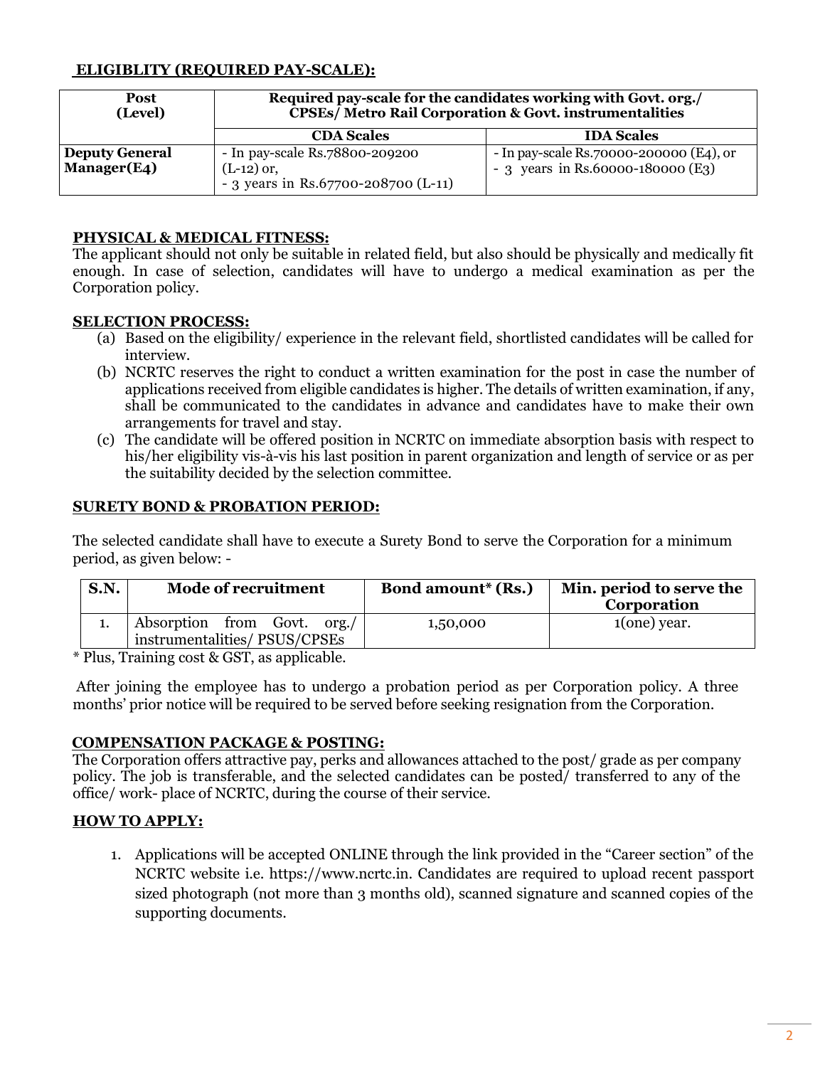## ELIGIBLITY (REQUIRED PAY-SCALE):

| Post (Level) | Required pay-scale for the candidates working with Govt. org./ CPSEs/ Metro Rail Corporation & Govt. instrumentalities | |
|---|---|---|
| | CDA Scales | IDA Scales |
| **Deputy General Manager(E4)** | - In pay-scale Rs.78800-209200 (L-12) or,<br>- 3 years in Rs.67700-208700 (L-11) | - In pay-scale Rs.70000-200000 (E4), or<br>- 3 years in Rs.60000-180000 (E3) |

## PHYSICAL & MEDICAL FITNESS:

The applicant should not only be suitable in related field, but also should be physically and medically fit enough. In case of selection, candidates will have to undergo a medical examination as per the Corporation policy.

## SELECTION PROCESS:

(a) Based on the eligibility/ experience in the relevant field, shortlisted candidates will be called for interview.

(b) NCRTC reserves the right to conduct a written examination for the post in case the number of applications received from eligible candidates is higher. The details of written examination, if any, shall be communicated to the candidates in advance and candidates have to make their own arrangements for travel and stay.

(c) The candidate will be offered position in NCRTC on immediate absorption basis with respect to his/her eligibility vis-à-vis his last position in parent organization and length of service or as per the suitability decided by the selection committee.

## SURETY BOND & PROBATION PERIOD:

The selected candidate shall have to execute a Surety Bond to serve the Corporation for a minimum period, as given below: -

| S.N. | Mode of recruitment | Bond amount* (Rs.) | Min. period to serve the Corporation |
|---|---|---|---|
| 1. | Absorption from Govt. org./ instrumentalities/ PSUS/CPSEs | 1,50,000 | 1(one) year. |

* Plus, Training cost & GST, as applicable.

After joining the employee has to undergo a probation period as per Corporation policy. A three months' prior notice will be required to be served before seeking resignation from the Corporation.

## COMPENSATION PACKAGE & POSTING:

The Corporation offers attractive pay, perks and allowances attached to the post/ grade as per company policy. The job is transferable, and the selected candidates can be posted/ transferred to any of the office/ work- place of NCRTC, during the course of their service.

## HOW TO APPLY:

1. Applications will be accepted ONLINE through the link provided in the "Career section" of the NCRTC website i.e. https://www.ncrtc.in. Candidates are required to upload recent passport sized photograph (not more than 3 months old), scanned signature and scanned copies of the supporting documents.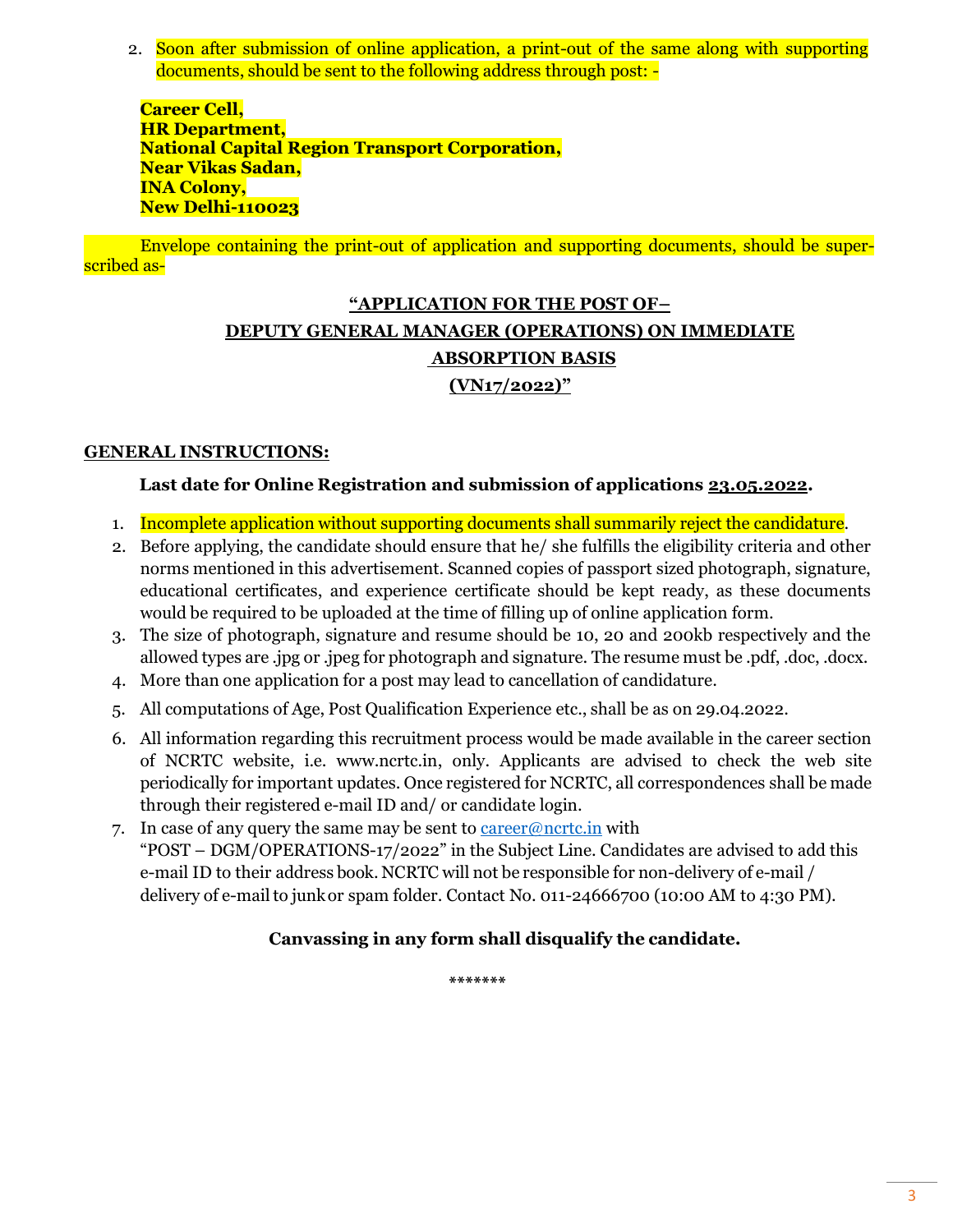2. Soon after submission of online application, a print-out of the same along with supporting documents, should be sent to the following address through post: -

**Career Cell,**
**HR Department,**
**National Capital Region Transport Corporation,**
**Near Vikas Sadan,**
**INA Colony,**
**New Delhi-110023**

Envelope containing the print-out of application and supporting documents, should be super-scribed as-

**"APPLICATION FOR THE POST OF–**
**DEPUTY GENERAL MANAGER (OPERATIONS) ON IMMEDIATE ABSORPTION BASIS**
**(VN17/2022)"**

## GENERAL INSTRUCTIONS:

**Last date for Online Registration and submission of applications 23.05.2022.**

1. Incomplete application without supporting documents shall summarily reject the candidature.
2. Before applying, the candidate should ensure that he/ she fulfills the eligibility criteria and other norms mentioned in this advertisement. Scanned copies of passport sized photograph, signature, educational certificates, and experience certificate should be kept ready, as these documents would be required to be uploaded at the time of filling up of online application form.
3. The size of photograph, signature and resume should be 10, 20 and 200kb respectively and the allowed types are .jpg or .jpeg for photograph and signature. The resume must be .pdf, .doc, .docx.
4. More than one application for a post may lead to cancellation of candidature.
5. All computations of Age, Post Qualification Experience etc., shall be as on 29.04.2022.
6. All information regarding this recruitment process would be made available in the career section of NCRTC website, i.e. www.ncrtc.in, only. Applicants are advised to check the web site periodically for important updates. Once registered for NCRTC, all correspondences shall be made through their registered e-mail ID and/ or candidate login.
7. In case of any query the same may be sent to career@ncrtc.in with "POST – DGM/OPERATIONS-17/2022" in the Subject Line. Candidates are advised to add this e-mail ID to their address book. NCRTC will not be responsible for non-delivery of e-mail / delivery of e-mail to junk or spam folder. Contact No. 011-24666700 (10:00 AM to 4:30 PM).

**Canvassing in any form shall disqualify the candidate.**

*******